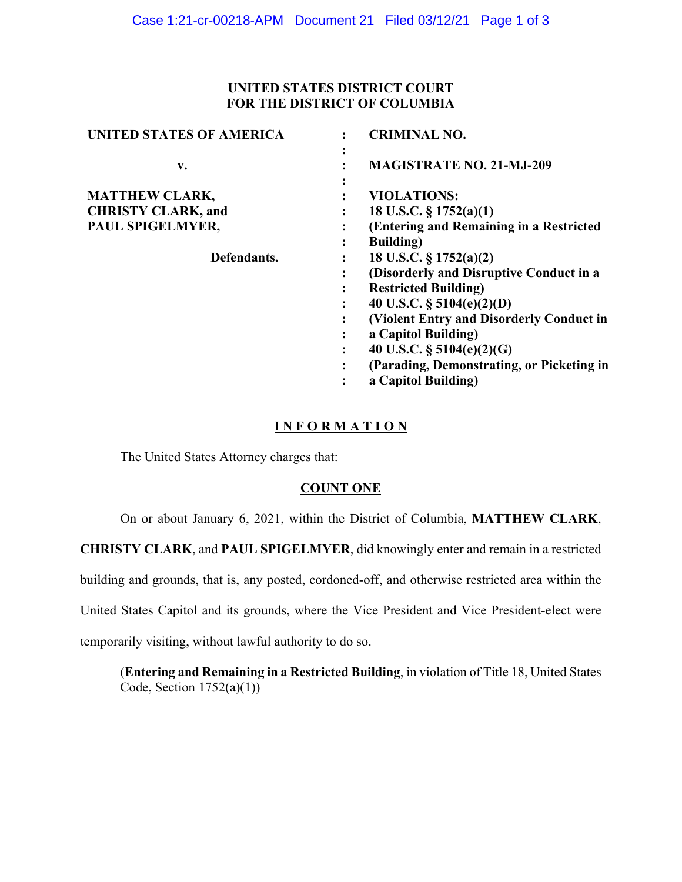**UNITED STATES DISTRICT COURT**
**FOR THE DISTRICT OF COLUMBIA**

| | | |
|---|---|---|
| **UNITED STATES OF AMERICA** | : | **CRIMINAL NO.** |
| **v.** | : | **MAGISTRATE NO. 21-MJ-209** |
| **MATTHEW CLARK, CHRISTY CLARK, and PAUL SPIGELMYER,** | : | **VIOLATIONS:** |
| | : | **18 U.S.C. § 1752(a)(1) (Entering and Remaining in a Restricted Building)** |
| **Defendants.** | : | **18 U.S.C. § 1752(a)(2) (Disorderly and Disruptive Conduct in a Restricted Building)** |
| | : | **40 U.S.C. § 5104(e)(2)(D) (Violent Entry and Disorderly Conduct in a Capitol Building)** |
| | : | **40 U.S.C. § 5104(e)(2)(G) (Parading, Demonstrating, or Picketing in a Capitol Building)** |

## I N F O R M A T I O N

The United States Attorney charges that:

### COUNT ONE

On or about January 6, 2021, within the District of Columbia, **MATTHEW CLARK**, **CHRISTY CLARK**, and **PAUL SPIGELMYER**, did knowingly enter and remain in a restricted building and grounds, that is, any posted, cordoned-off, and otherwise restricted area within the United States Capitol and its grounds, where the Vice President and Vice President-elect were temporarily visiting, without lawful authority to do so.

(**Entering and Remaining in a Restricted Building**, in violation of Title 18, United States Code, Section 1752(a)(1))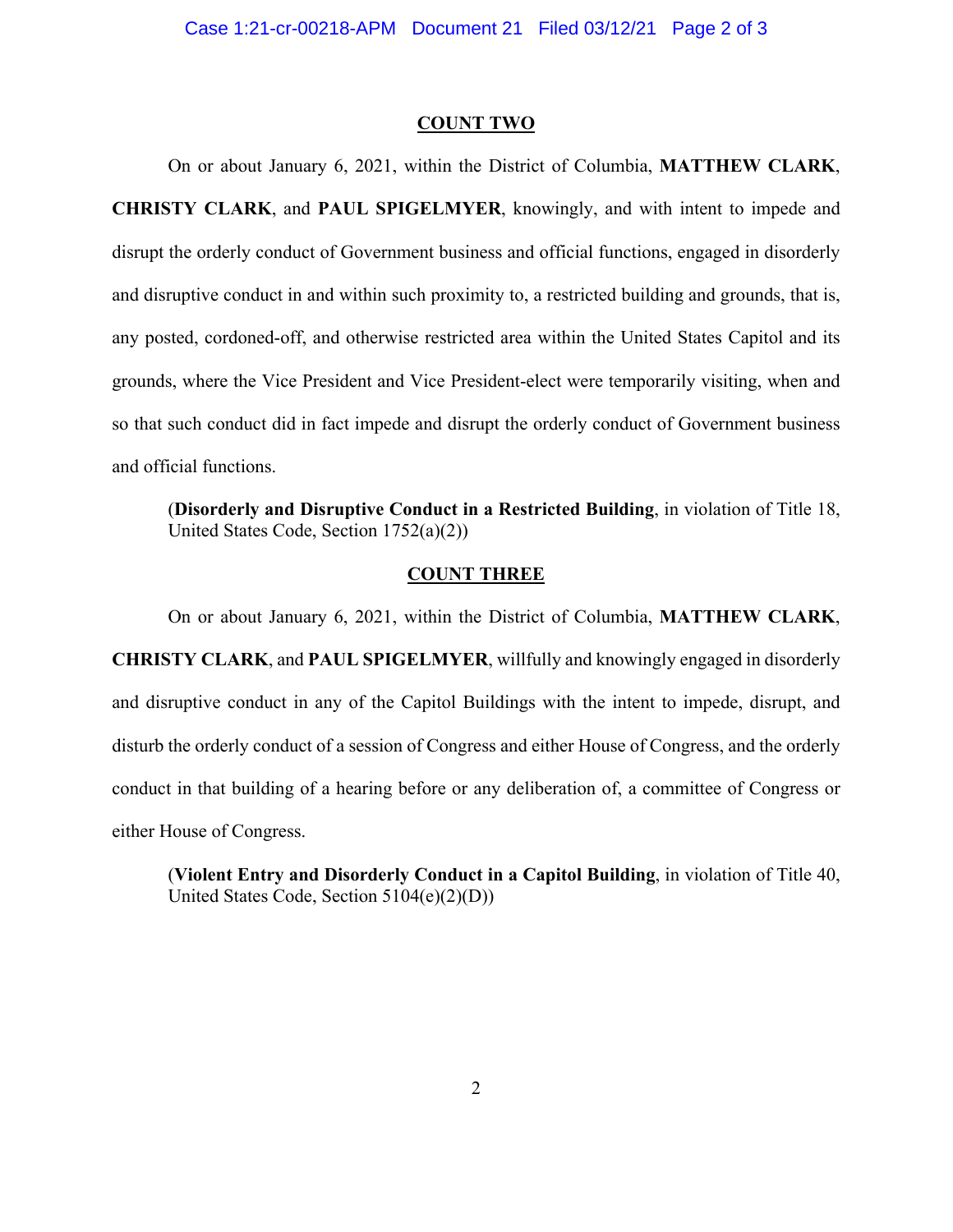## COUNT TWO

On or about January 6, 2021, within the District of Columbia, **MATTHEW CLARK**, **CHRISTY CLARK**, and **PAUL SPIGELMYER**, knowingly, and with intent to impede and disrupt the orderly conduct of Government business and official functions, engaged in disorderly and disruptive conduct in and within such proximity to, a restricted building and grounds, that is, any posted, cordoned-off, and otherwise restricted area within the United States Capitol and its grounds, where the Vice President and Vice President-elect were temporarily visiting, when and so that such conduct did in fact impede and disrupt the orderly conduct of Government business and official functions.

(**Disorderly and Disruptive Conduct in a Restricted Building**, in violation of Title 18, United States Code, Section 1752(a)(2))

## COUNT THREE

On or about January 6, 2021, within the District of Columbia, **MATTHEW CLARK**, **CHRISTY CLARK**, and **PAUL SPIGELMYER**, willfully and knowingly engaged in disorderly and disruptive conduct in any of the Capitol Buildings with the intent to impede, disrupt, and disturb the orderly conduct of a session of Congress and either House of Congress, and the orderly conduct in that building of a hearing before or any deliberation of, a committee of Congress or either House of Congress.

(**Violent Entry and Disorderly Conduct in a Capitol Building**, in violation of Title 40, United States Code, Section 5104(e)(2)(D))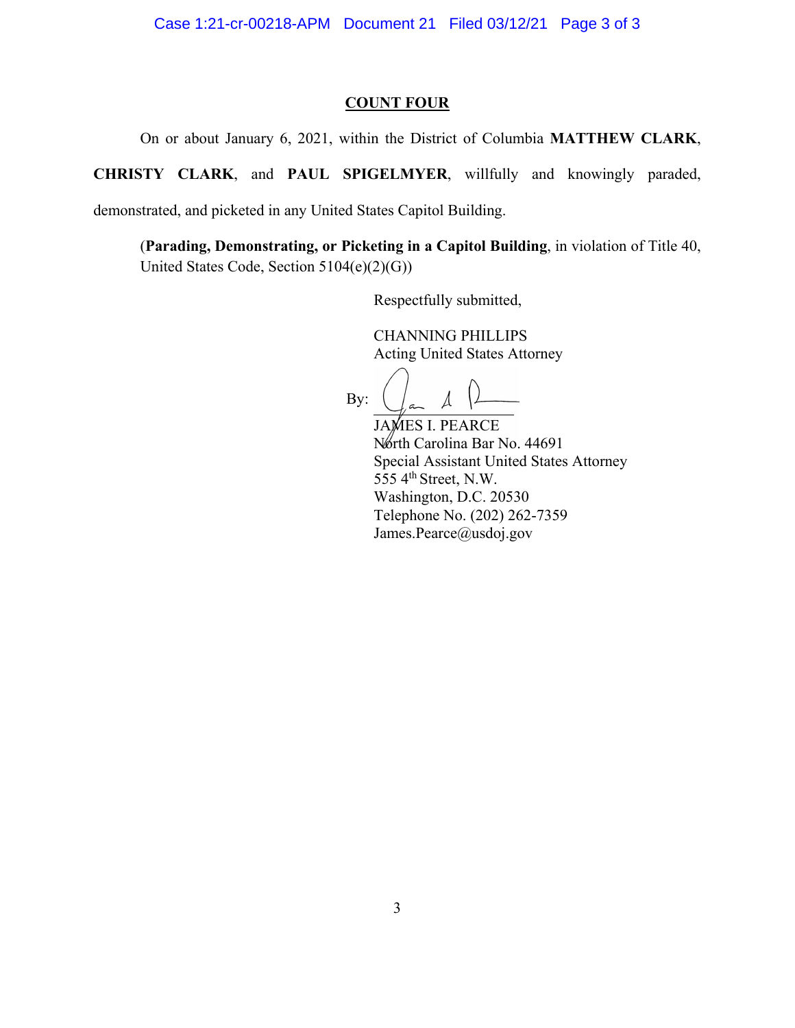## COUNT FOUR

On or about January 6, 2021, within the District of Columbia **MATTHEW CLARK**, **CHRISTY CLARK**, and **PAUL SPIGELMYER**, willfully and knowingly paraded, demonstrated, and picketed in any United States Capitol Building.

(**Parading, Demonstrating, or Picketing in a Capitol Building**, in violation of Title 40, United States Code, Section 5104(e)(2)(G))

Respectfully submitted,

CHANNING PHILLIPS
Acting United States Attorney

By: ______________________
JAMES I. PEARCE
North Carolina Bar No. 44691
Special Assistant United States Attorney
555 4th Street, N.W.
Washington, D.C. 20530
Telephone No. (202) 262-7359
James.Pearce@usdoj.gov